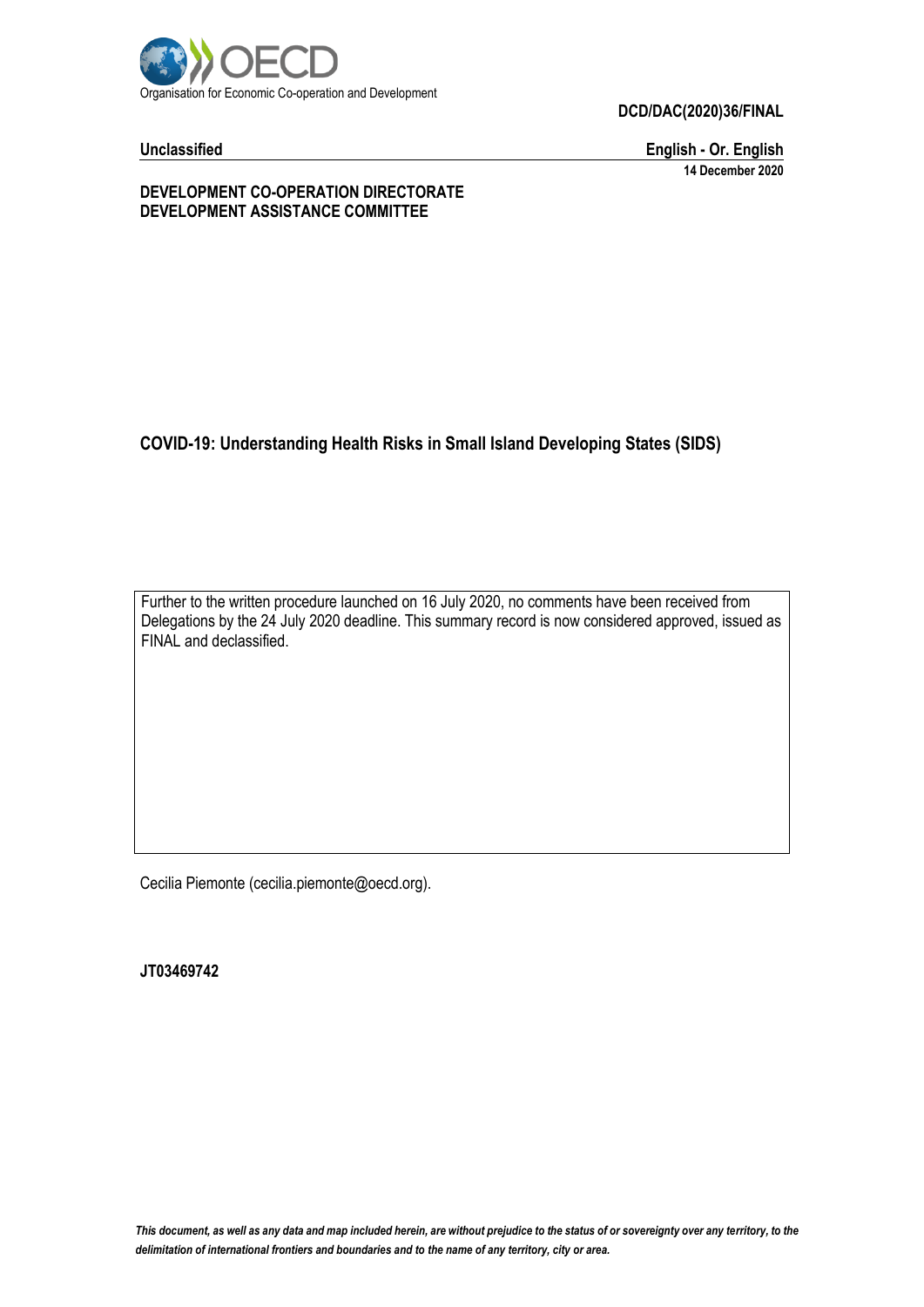Organisation for Economic Co-operation and Development

**DCD/DAC(2020)36/FINAL**

**Unclassified** **English - Or. English**

**14 December 2020**

**DEVELOPMENT CO-OPERATION DIRECTORATE**
**DEVELOPMENT ASSISTANCE COMMITTEE**

# COVID-19: Understanding Health Risks in Small Island Developing States (SIDS)

Further to the written procedure launched on 16 July 2020, no comments have been received from Delegations by the 24 July 2020 deadline. This summary record is now considered approved, issued as FINAL and declassified.

Cecilia Piemonte (cecilia.piemonte@oecd.org).

**JT03469742**

*This document, as well as any data and map included herein, are without prejudice to the status of or sovereignty over any territory, to the delimitation of international frontiers and boundaries and to the name of any territory, city or area.*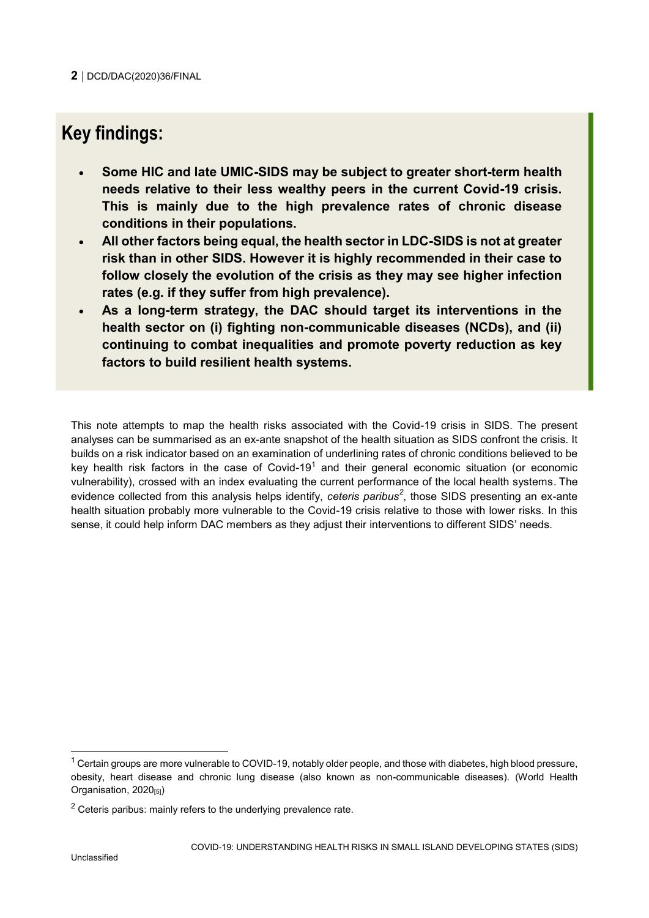## Key findings:

- **Some HIC and late UMIC-SIDS may be subject to greater short-term health needs relative to their less wealthy peers in the current Covid-19 crisis. This is mainly due to the high prevalence rates of chronic disease conditions in their populations.**
- **All other factors being equal, the health sector in LDC-SIDS is not at greater risk than in other SIDS. However it is highly recommended in their case to follow closely the evolution of the crisis as they may see higher infection rates (e.g. if they suffer from high prevalence).**
- **As a long-term strategy, the DAC should target its interventions in the health sector on (i) fighting non-communicable diseases (NCDs), and (ii) continuing to combat inequalities and promote poverty reduction as key factors to build resilient health systems.**

This note attempts to map the health risks associated with the Covid-19 crisis in SIDS. The present analyses can be summarised as an ex-ante snapshot of the health situation as SIDS confront the crisis. It builds on a risk indicator based on an examination of underlining rates of chronic conditions believed to be key health risk factors in the case of Covid-19[1] and their general economic situation (or economic vulnerability), crossed with an index evaluating the current performance of the local health systems. The evidence collected from this analysis helps identify, *ceteris paribus*[2], those SIDS presenting an ex-ante health situation probably more vulnerable to the Covid-19 crisis relative to those with lower risks. In this sense, it could help inform DAC members as they adjust their interventions to different SIDS' needs.

[1] Certain groups are more vulnerable to COVID-19, notably older people, and those with diabetes, high blood pressure, obesity, heart disease and chronic lung disease (also known as non-communicable diseases). (World Health Organisation, 2020[5])

[2] Ceteris paribus: mainly refers to the underlying prevalence rate.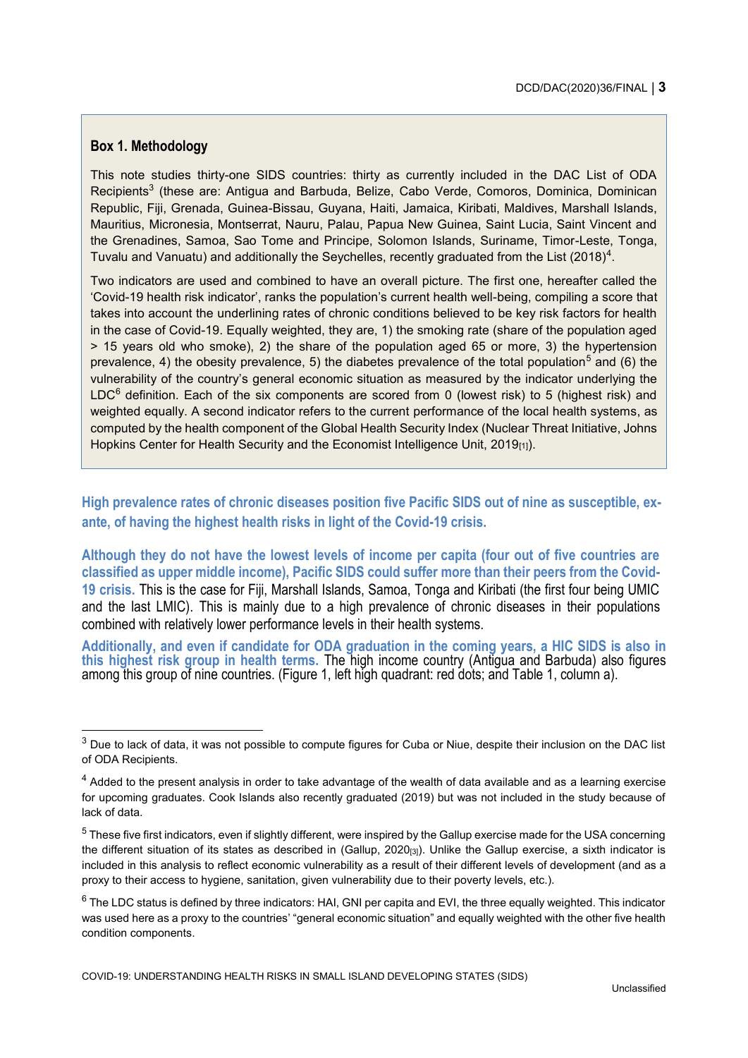**Box 1. Methodology**

This note studies thirty-one SIDS countries: thirty as currently included in the DAC List of ODA Recipients[3] (these are: Antigua and Barbuda, Belize, Cabo Verde, Comoros, Dominica, Dominican Republic, Fiji, Grenada, Guinea-Bissau, Guyana, Haiti, Jamaica, Kiribati, Maldives, Marshall Islands, Mauritius, Micronesia, Montserrat, Nauru, Palau, Papua New Guinea, Saint Lucia, Saint Vincent and the Grenadines, Samoa, Sao Tome and Principe, Solomon Islands, Suriname, Timor-Leste, Tonga, Tuvalu and Vanuatu) and additionally the Seychelles, recently graduated from the List (2018)[4].

Two indicators are used and combined to have an overall picture. The first one, hereafter called the 'Covid-19 health risk indicator', ranks the population's current health well-being, compiling a score that takes into account the underlining rates of chronic conditions believed to be key risk factors for health in the case of Covid-19. Equally weighted, they are, 1) the smoking rate (share of the population aged > 15 years old who smoke), 2) the share of the population aged 65 or more, 3) the hypertension prevalence, 4) the obesity prevalence, 5) the diabetes prevalence of the total population[5] and (6) the vulnerability of the country's general economic situation as measured by the indicator underlying the LDC[6] definition. Each of the six components are scored from 0 (lowest risk) to 5 (highest risk) and weighted equally. A second indicator refers to the current performance of the local health systems, as computed by the health component of the Global Health Security Index (Nuclear Threat Initiative, Johns Hopkins Center for Health Security and the Economist Intelligence Unit, 2019[1]).

**High prevalence rates of chronic diseases position five Pacific SIDS out of nine as susceptible, ex-ante, of having the highest health risks in light of the Covid-19 crisis.**

**Although they do not have the lowest levels of income per capita (four out of five countries are classified as upper middle income), Pacific SIDS could suffer more than their peers from the Covid-19 crisis.** This is the case for Fiji, Marshall Islands, Samoa, Tonga and Kiribati (the first four being UMIC and the last LMIC). This is mainly due to a high prevalence of chronic diseases in their populations combined with relatively lower performance levels in their health systems.

**Additionally, and even if candidate for ODA graduation in the coming years, a HIC SIDS is also in this highest risk group in health terms.** The high income country (Antigua and Barbuda) also figures among this group of nine countries. (Figure 1, left high quadrant: red dots; and Table 1, column a).

---

[3] Due to lack of data, it was not possible to compute figures for Cuba or Niue, despite their inclusion on the DAC list of ODA Recipients.

[4] Added to the present analysis in order to take advantage of the wealth of data available and as a learning exercise for upcoming graduates. Cook Islands also recently graduated (2019) but was not included in the study because of lack of data.

[5] These five first indicators, even if slightly different, were inspired by the Gallup exercise made for the USA concerning the different situation of its states as described in (Gallup, 2020[3]). Unlike the Gallup exercise, a sixth indicator is included in this analysis to reflect economic vulnerability as a result of their different levels of development (and as a proxy to their access to hygiene, sanitation, given vulnerability due to their poverty levels, etc.).

[6] The LDC status is defined by three indicators: HAI, GNI per capita and EVI, the three equally weighted. This indicator was used here as a proxy to the countries' "general economic situation" and equally weighted with the other five health condition components.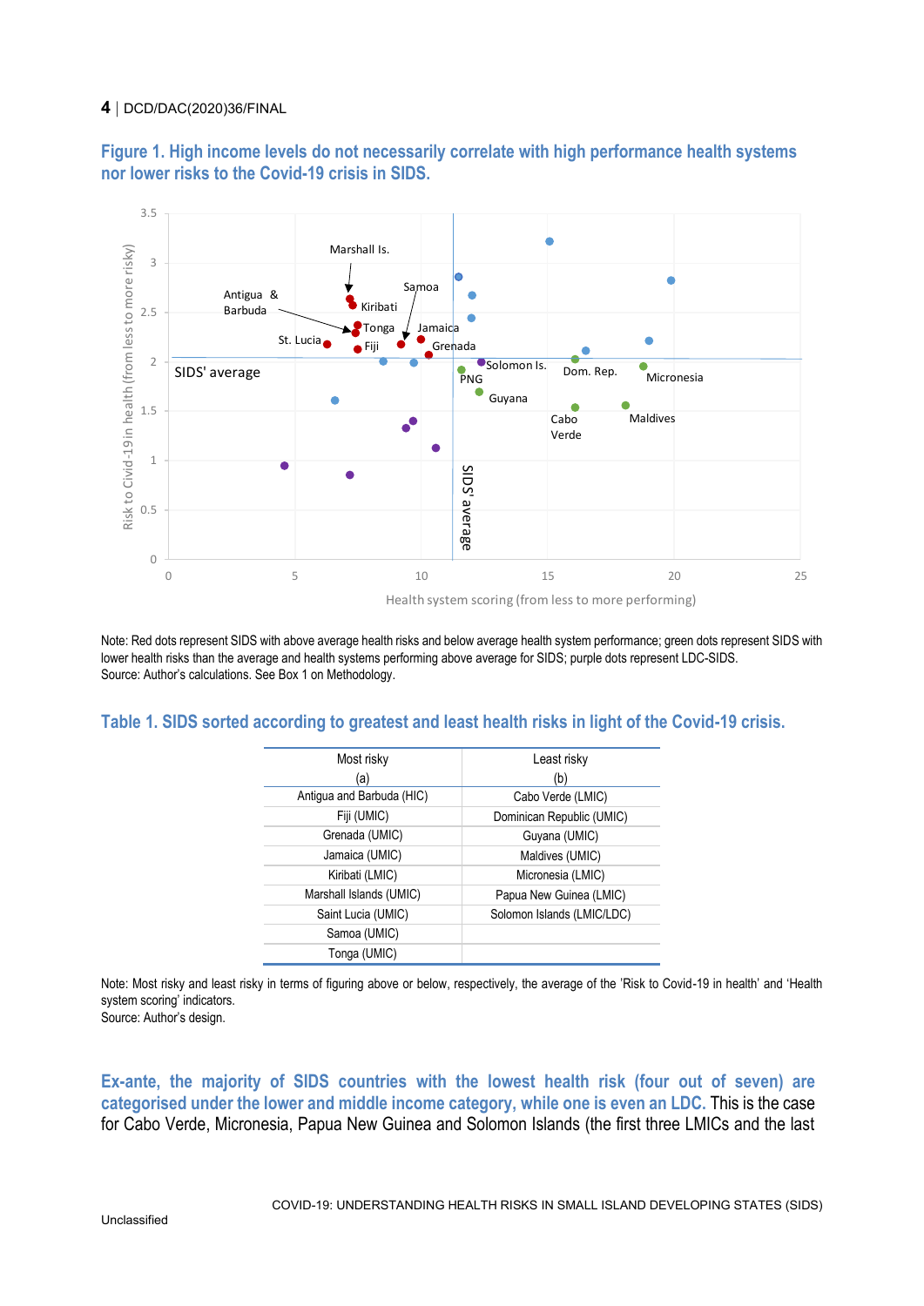## Figure 1. High income levels do not necessarily correlate with high performance health systems nor lower risks to the Covid-19 crisis in SIDS.

Note: Red dots represent SIDS with above average health risks and below average health system performance; green dots represent SIDS with lower health risks than the average and health systems performing above average for SIDS; purple dots represent LDC-SIDS.
Source: Author's calculations. See Box 1 on Methodology.

## Table 1. SIDS sorted according to greatest and least health risks in light of the Covid-19 crisis.

| Most risky (a) | Least risky (b) |
|---|---|
| Antigua and Barbuda (HIC) | Cabo Verde (LMIC) |
| Fiji (UMIC) | Dominican Republic (UMIC) |
| Grenada (UMIC) | Guyana (UMIC) |
| Jamaica (UMIC) | Maldives (UMIC) |
| Kiribati (LMIC) | Micronesia (LMIC) |
| Marshall Islands (UMIC) | Papua New Guinea (LMIC) |
| Saint Lucia (UMIC) | Solomon Islands (LMIC/LDC) |
| Samoa (UMIC) | |
| Tonga (UMIC) | |

Note: Most risky and least risky in terms of figuring above or below, respectively, the average of the 'Risk to Covid-19 in health' and 'Health system scoring' indicators.
Source: Author's design.

**Ex-ante, the majority of SIDS countries with the lowest health risk (four out of seven) are categorised under the lower and middle income category, while one is even an LDC.** This is the case for Cabo Verde, Micronesia, Papua New Guinea and Solomon Islands (the first three LMICs and the last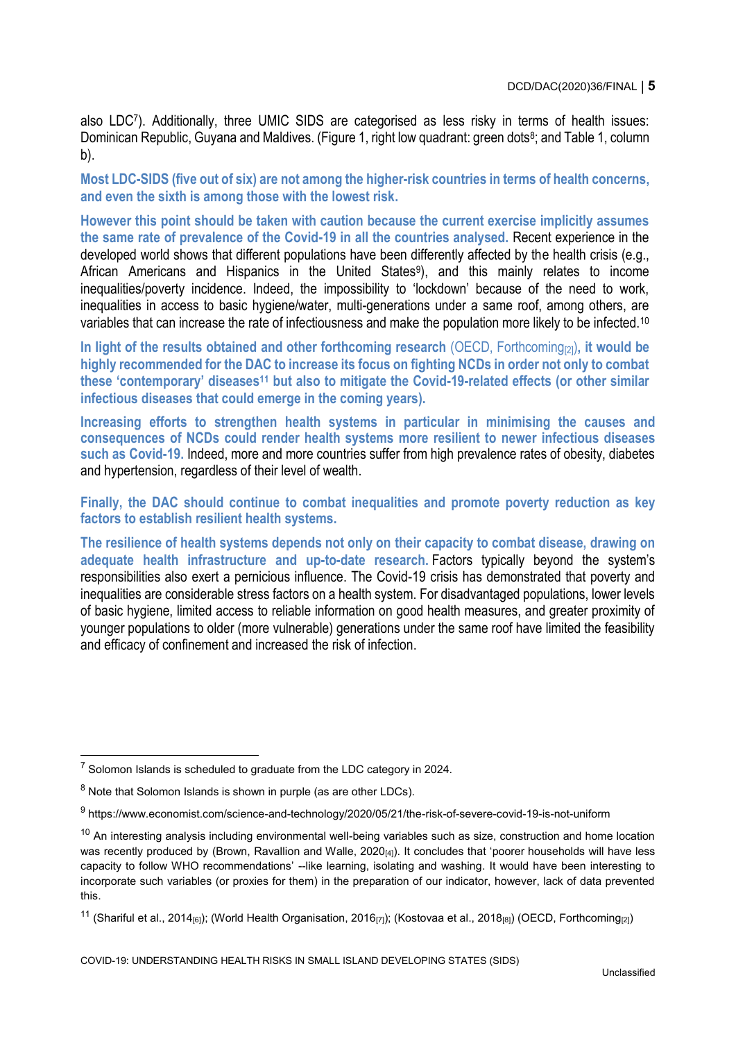also LDC[7]). Additionally, three UMIC SIDS are categorised as less risky in terms of health issues: Dominican Republic, Guyana and Maldives. (Figure 1, right low quadrant: green dots[8]; and Table 1, column b).

**Most LDC-SIDS (five out of six) are not among the higher-risk countries in terms of health concerns, and even the sixth is among those with the lowest risk.**

**However this point should be taken with caution because the current exercise implicitly assumes the same rate of prevalence of the Covid-19 in all the countries analysed.** Recent experience in the developed world shows that different populations have been differently affected by the health crisis (e.g., African Americans and Hispanics in the United States[9]), and this mainly relates to income inequalities/poverty incidence. Indeed, the impossibility to 'lockdown' because of the need to work, inequalities in access to basic hygiene/water, multi-generations under a same roof, among others, are variables that can increase the rate of infectiousness and make the population more likely to be infected.[10]

**In light of the results obtained and other forthcoming research** (OECD, Forthcoming[2])**, it would be highly recommended for the DAC to increase its focus on fighting NCDs in order not only to combat these 'contemporary' diseases[11] but also to mitigate the Covid-19-related effects (or other similar infectious diseases that could emerge in the coming years).**

**Increasing efforts to strengthen health systems in particular in minimising the causes and consequences of NCDs could render health systems more resilient to newer infectious diseases such as Covid-19.** Indeed, more and more countries suffer from high prevalence rates of obesity, diabetes and hypertension, regardless of their level of wealth.

**Finally, the DAC should continue to combat inequalities and promote poverty reduction as key factors to establish resilient health systems.**

**The resilience of health systems depends not only on their capacity to combat disease, drawing on adequate health infrastructure and up-to-date research.** Factors typically beyond the system's responsibilities also exert a pernicious influence. The Covid-19 crisis has demonstrated that poverty and inequalities are considerable stress factors on a health system. For disadvantaged populations, lower levels of basic hygiene, limited access to reliable information on good health measures, and greater proximity of younger populations to older (more vulnerable) generations under the same roof have limited the feasibility and efficacy of confinement and increased the risk of infection.

---

[7] Solomon Islands is scheduled to graduate from the LDC category in 2024.

[8] Note that Solomon Islands is shown in purple (as are other LDCs).

[9] https://www.economist.com/science-and-technology/2020/05/21/the-risk-of-severe-covid-19-is-not-uniform

[10] An interesting analysis including environmental well-being variables such as size, construction and home location was recently produced by (Brown, Ravallion and Walle, 2020[4]). It concludes that 'poorer households will have less capacity to follow WHO recommendations' --like learning, isolating and washing. It would have been interesting to incorporate such variables (or proxies for them) in the preparation of our indicator, however, lack of data prevented this.

[11] (Shariful et al., 2014[6]); (World Health Organisation, 2016[7]); (Kostovaa et al., 2018[8]) (OECD, Forthcoming[2])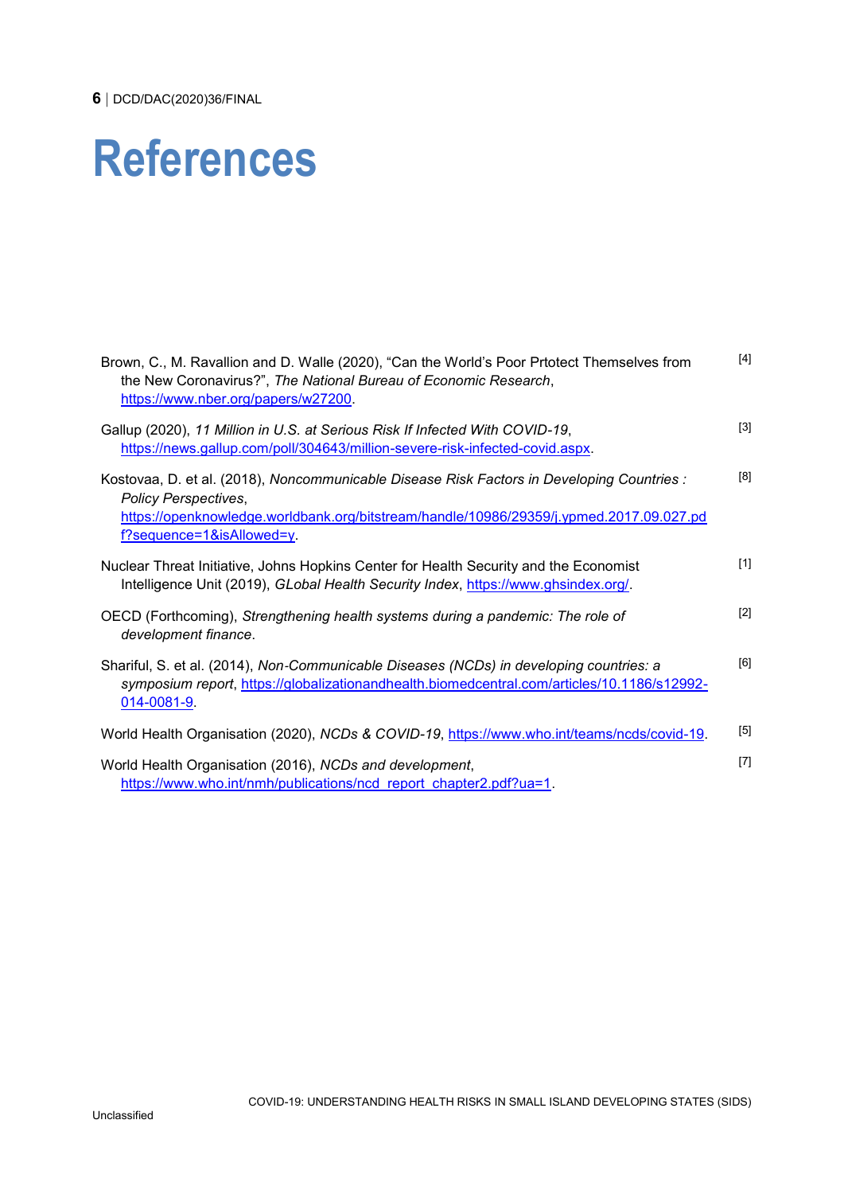# References

Brown, C., M. Ravallion and D. Walle (2020), "Can the World's Poor Prtotect Themselves from the New Coronavirus?", *The National Bureau of Economic Research*, https://www.nber.org/papers/w27200. [4]

Gallup (2020), *11 Million in U.S. at Serious Risk If Infected With COVID-19*, https://news.gallup.com/poll/304643/million-severe-risk-infected-covid.aspx. [3]

Kostovaa, D. et al. (2018), *Noncommunicable Disease Risk Factors in Developing Countries : Policy Perspectives*, https://openknowledge.worldbank.org/bitstream/handle/10986/29359/j.ypmed.2017.09.027.pdf?sequence=1&isAllowed=y. [8]

Nuclear Threat Initiative, Johns Hopkins Center for Health Security and the Economist Intelligence Unit (2019), *GLobal Health Security Index*, https://www.ghsindex.org/. [1]

OECD (Forthcoming), *Strengthening health systems during a pandemic: The role of development finance*. [2]

Shariful, S. et al. (2014), *Non-Communicable Diseases (NCDs) in developing countries: a symposium report*, https://globalizationandhealth.biomedcentral.com/articles/10.1186/s12992-014-0081-9. [6]

World Health Organisation (2020), *NCDs & COVID-19*, https://www.who.int/teams/ncds/covid-19. [5]

World Health Organisation (2016), *NCDs and development*, https://www.who.int/nmh/publications/ncd_report_chapter2.pdf?ua=1. [7]